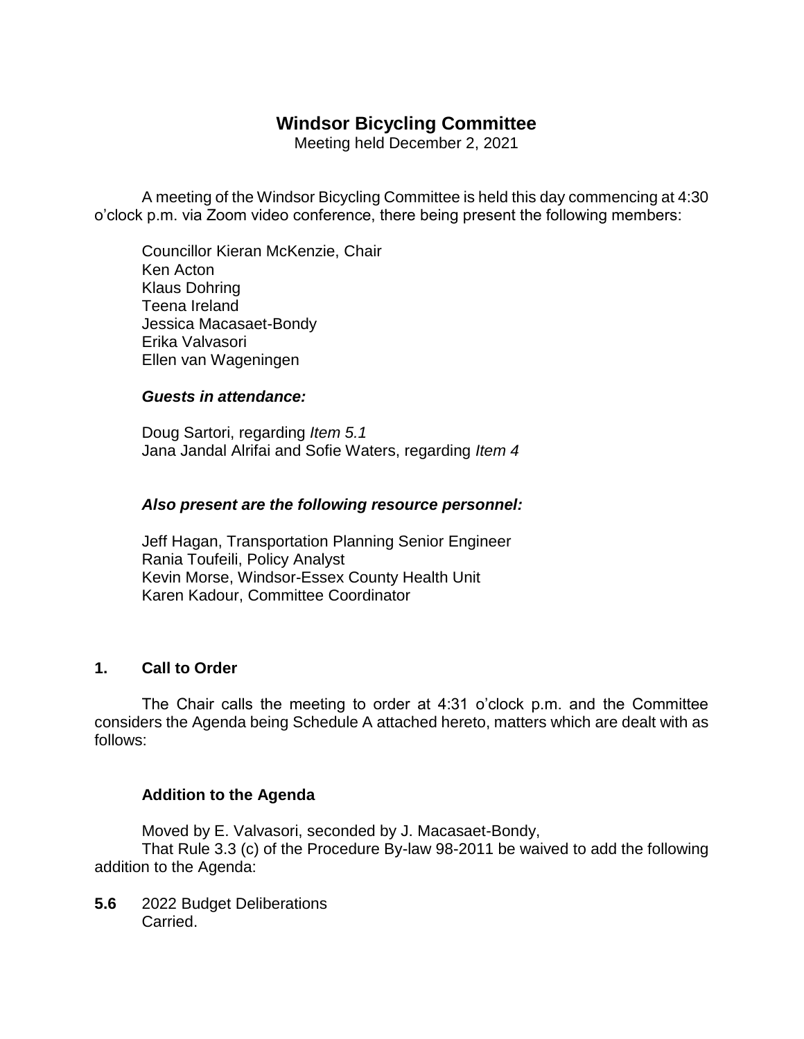# Windsor Bicycling Committee

Meeting held December 2, 2021

A meeting of the Windsor Bicycling Committee is held this day commencing at 4:30 o'clock p.m. via Zoom video conference, there being present the following members:

Councillor Kieran McKenzie, Chair
Ken Acton
Klaus Dohring
Teena Ireland
Jessica Macasaet-Bondy
Erika Valvasori
Ellen van Wageningen

***Guests in attendance:***

Doug Sartori, regarding *Item 5.1*
Jana Jandal Alrifai and Sofie Waters, regarding *Item 4*

***Also present are the following resource personnel:***

Jeff Hagan, Transportation Planning Senior Engineer
Rania Toufeili, Policy Analyst
Kevin Morse, Windsor-Essex County Health Unit
Karen Kadour, Committee Coordinator

## 1. Call to Order

The Chair calls the meeting to order at 4:31 o'clock p.m. and the Committee considers the Agenda being Schedule A attached hereto, matters which are dealt with as follows:

### Addition to the Agenda

Moved by E. Valvasori, seconded by J. Macasaet-Bondy,
That Rule 3.3 (c) of the Procedure By-law 98-2011 be waived to add the following addition to the Agenda:

**5.6** 2022 Budget Deliberations
Carried.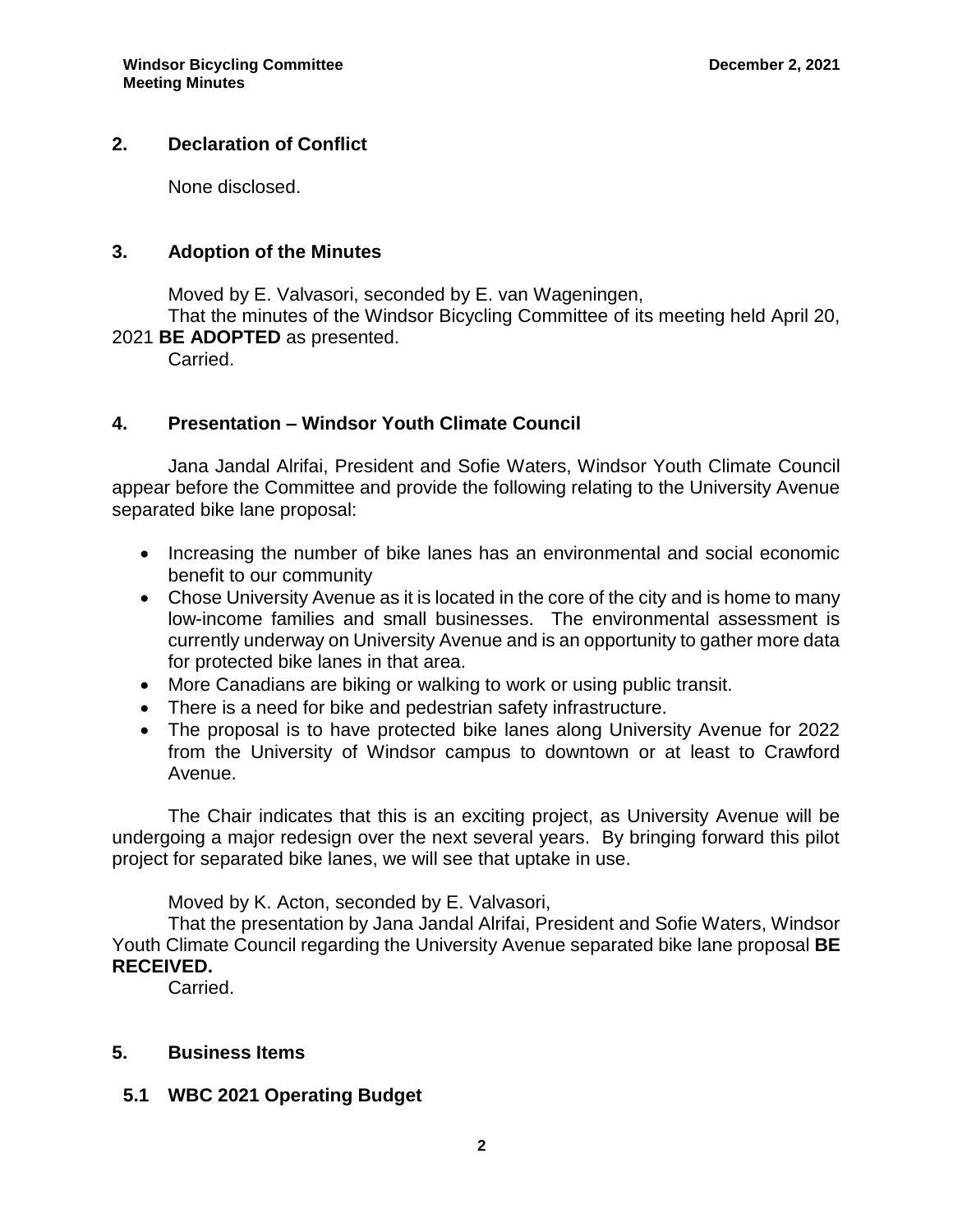## 2. Declaration of Conflict

None disclosed.

## 3. Adoption of the Minutes

Moved by E. Valvasori, seconded by E. van Wageningen,

That the minutes of the Windsor Bicycling Committee of its meeting held April 20, 2021 **BE ADOPTED** as presented.

Carried.

## 4. Presentation – Windsor Youth Climate Council

Jana Jandal Alrifai, President and Sofie Waters, Windsor Youth Climate Council appear before the Committee and provide the following relating to the University Avenue separated bike lane proposal:

- Increasing the number of bike lanes has an environmental and social economic benefit to our community
- Chose University Avenue as it is located in the core of the city and is home to many low-income families and small businesses. The environmental assessment is currently underway on University Avenue and is an opportunity to gather more data for protected bike lanes in that area.
- More Canadians are biking or walking to work or using public transit.
- There is a need for bike and pedestrian safety infrastructure.
- The proposal is to have protected bike lanes along University Avenue for 2022 from the University of Windsor campus to downtown or at least to Crawford Avenue.

The Chair indicates that this is an exciting project, as University Avenue will be undergoing a major redesign over the next several years. By bringing forward this pilot project for separated bike lanes, we will see that uptake in use.

Moved by K. Acton, seconded by E. Valvasori,

That the presentation by Jana Jandal Alrifai, President and Sofie Waters, Windsor Youth Climate Council regarding the University Avenue separated bike lane proposal **BE RECEIVED.**

Carried.

## 5. Business Items

### 5.1 WBC 2021 Operating Budget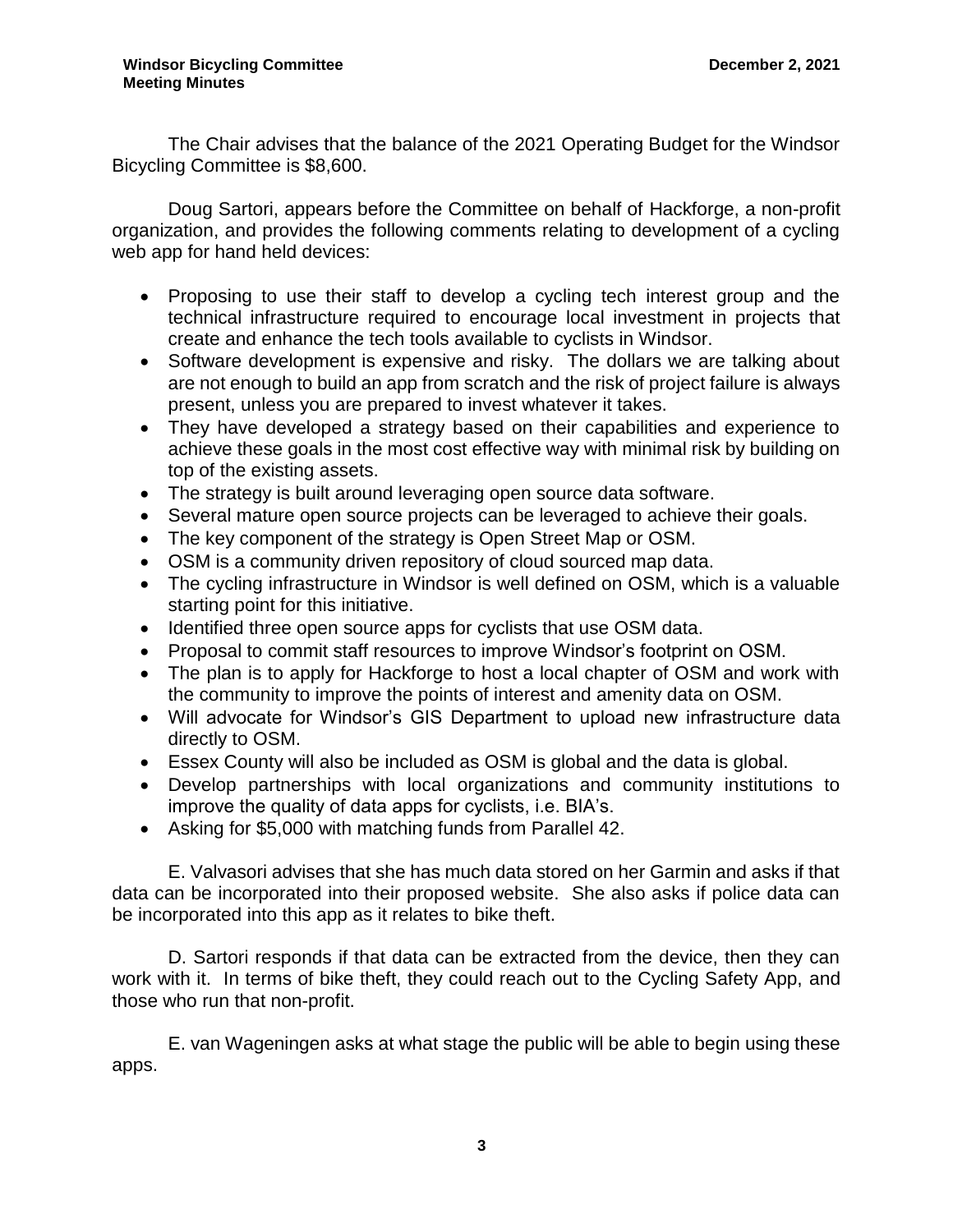The Chair advises that the balance of the 2021 Operating Budget for the Windsor Bicycling Committee is $8,600.

Doug Sartori, appears before the Committee on behalf of Hackforge, a non-profit organization, and provides the following comments relating to development of a cycling web app for hand held devices:

- Proposing to use their staff to develop a cycling tech interest group and the technical infrastructure required to encourage local investment in projects that create and enhance the tech tools available to cyclists in Windsor.
- Software development is expensive and risky. The dollars we are talking about are not enough to build an app from scratch and the risk of project failure is always present, unless you are prepared to invest whatever it takes.
- They have developed a strategy based on their capabilities and experience to achieve these goals in the most cost effective way with minimal risk by building on top of the existing assets.
- The strategy is built around leveraging open source data software.
- Several mature open source projects can be leveraged to achieve their goals.
- The key component of the strategy is Open Street Map or OSM.
- OSM is a community driven repository of cloud sourced map data.
- The cycling infrastructure in Windsor is well defined on OSM, which is a valuable starting point for this initiative.
- Identified three open source apps for cyclists that use OSM data.
- Proposal to commit staff resources to improve Windsor's footprint on OSM.
- The plan is to apply for Hackforge to host a local chapter of OSM and work with the community to improve the points of interest and amenity data on OSM.
- Will advocate for Windsor's GIS Department to upload new infrastructure data directly to OSM.
- Essex County will also be included as OSM is global and the data is global.
- Develop partnerships with local organizations and community institutions to improve the quality of data apps for cyclists, i.e. BIA's.
- Asking for $5,000 with matching funds from Parallel 42.

E. Valvasori advises that she has much data stored on her Garmin and asks if that data can be incorporated into their proposed website. She also asks if police data can be incorporated into this app as it relates to bike theft.

D. Sartori responds if that data can be extracted from the device, then they can work with it. In terms of bike theft, they could reach out to the Cycling Safety App, and those who run that non-profit.

E. van Wageningen asks at what stage the public will be able to begin using these apps.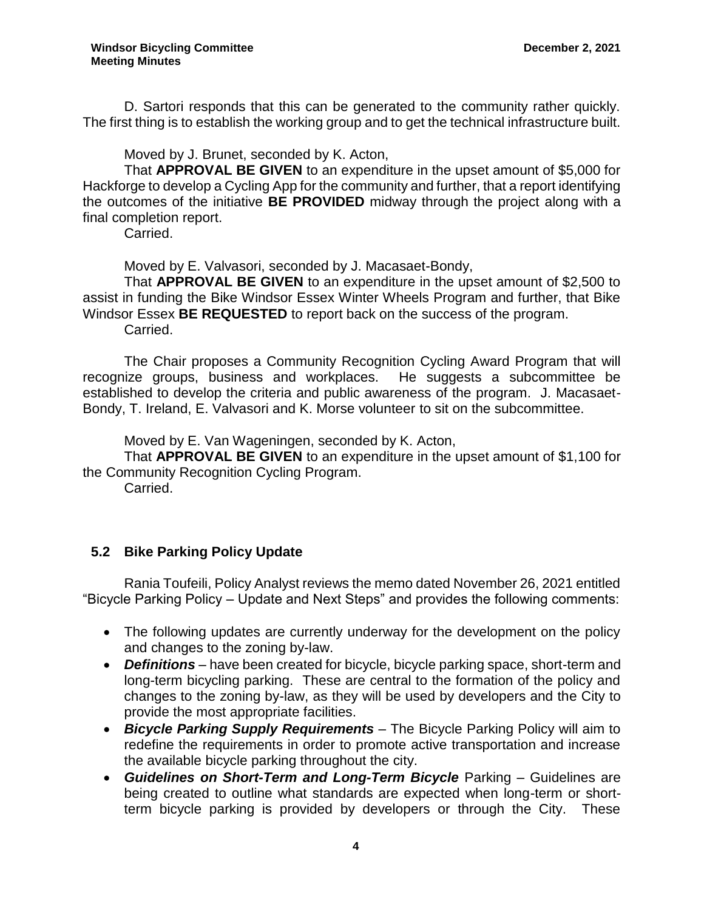D. Sartori responds that this can be generated to the community rather quickly. The first thing is to establish the working group and to get the technical infrastructure built.

Moved by J. Brunet, seconded by K. Acton,

That **APPROVAL BE GIVEN** to an expenditure in the upset amount of $5,000 for Hackforge to develop a Cycling App for the community and further, that a report identifying the outcomes of the initiative **BE PROVIDED** midway through the project along with a final completion report.

Carried.

Moved by E. Valvasori, seconded by J. Macasaet-Bondy,

That **APPROVAL BE GIVEN** to an expenditure in the upset amount of $2,500 to assist in funding the Bike Windsor Essex Winter Wheels Program and further, that Bike Windsor Essex **BE REQUESTED** to report back on the success of the program.

Carried.

The Chair proposes a Community Recognition Cycling Award Program that will recognize groups, business and workplaces. He suggests a subcommittee be established to develop the criteria and public awareness of the program. J. Macasaet-Bondy, T. Ireland, E. Valvasori and K. Morse volunteer to sit on the subcommittee.

Moved by E. Van Wageningen, seconded by K. Acton,

That **APPROVAL BE GIVEN** to an expenditure in the upset amount of $1,100 for the Community Recognition Cycling Program.

Carried.

## 5.2 Bike Parking Policy Update

Rania Toufeili, Policy Analyst reviews the memo dated November 26, 2021 entitled "Bicycle Parking Policy – Update and Next Steps" and provides the following comments:

- The following updates are currently underway for the development on the policy and changes to the zoning by-law.
- ***Definitions*** – have been created for bicycle, bicycle parking space, short-term and long-term bicycling parking. These are central to the formation of the policy and changes to the zoning by-law, as they will be used by developers and the City to provide the most appropriate facilities.
- ***Bicycle Parking Supply Requirements*** – The Bicycle Parking Policy will aim to redefine the requirements in order to promote active transportation and increase the available bicycle parking throughout the city.
- ***Guidelines on Short-Term and Long-Term Bicycle*** Parking – Guidelines are being created to outline what standards are expected when long-term or short-term bicycle parking is provided by developers or through the City. These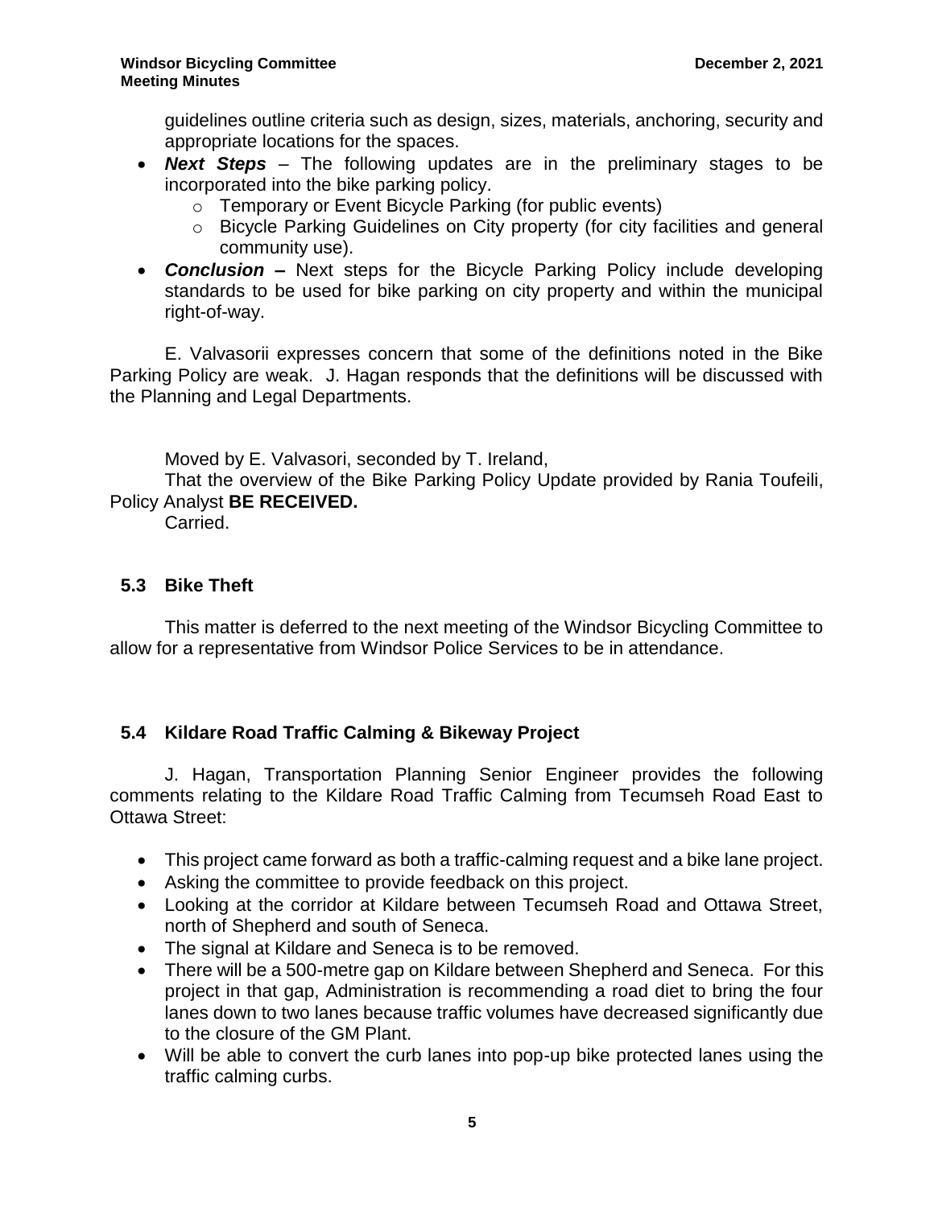guidelines outline criteria such as design, sizes, materials, anchoring, security and appropriate locations for the spaces.

- ***Next Steps*** – The following updates are in the preliminary stages to be incorporated into the bike parking policy.
  - Temporary or Event Bicycle Parking (for public events)
  - Bicycle Parking Guidelines on City property (for city facilities and general community use).
- ***Conclusion –*** Next steps for the Bicycle Parking Policy include developing standards to be used for bike parking on city property and within the municipal right-of-way.

E. Valvasorii expresses concern that some of the definitions noted in the Bike Parking Policy are weak. J. Hagan responds that the definitions will be discussed with the Planning and Legal Departments.

Moved by E. Valvasori, seconded by T. Ireland,

That the overview of the Bike Parking Policy Update provided by Rania Toufeili, Policy Analyst **BE RECEIVED.**

Carried.

## 5.3 Bike Theft

This matter is deferred to the next meeting of the Windsor Bicycling Committee to allow for a representative from Windsor Police Services to be in attendance.

## 5.4 Kildare Road Traffic Calming & Bikeway Project

J. Hagan, Transportation Planning Senior Engineer provides the following comments relating to the Kildare Road Traffic Calming from Tecumseh Road East to Ottawa Street:

- This project came forward as both a traffic-calming request and a bike lane project.
- Asking the committee to provide feedback on this project.
- Looking at the corridor at Kildare between Tecumseh Road and Ottawa Street, north of Shepherd and south of Seneca.
- The signal at Kildare and Seneca is to be removed.
- There will be a 500-metre gap on Kildare between Shepherd and Seneca. For this project in that gap, Administration is recommending a road diet to bring the four lanes down to two lanes because traffic volumes have decreased significantly due to the closure of the GM Plant.
- Will be able to convert the curb lanes into pop-up bike protected lanes using the traffic calming curbs.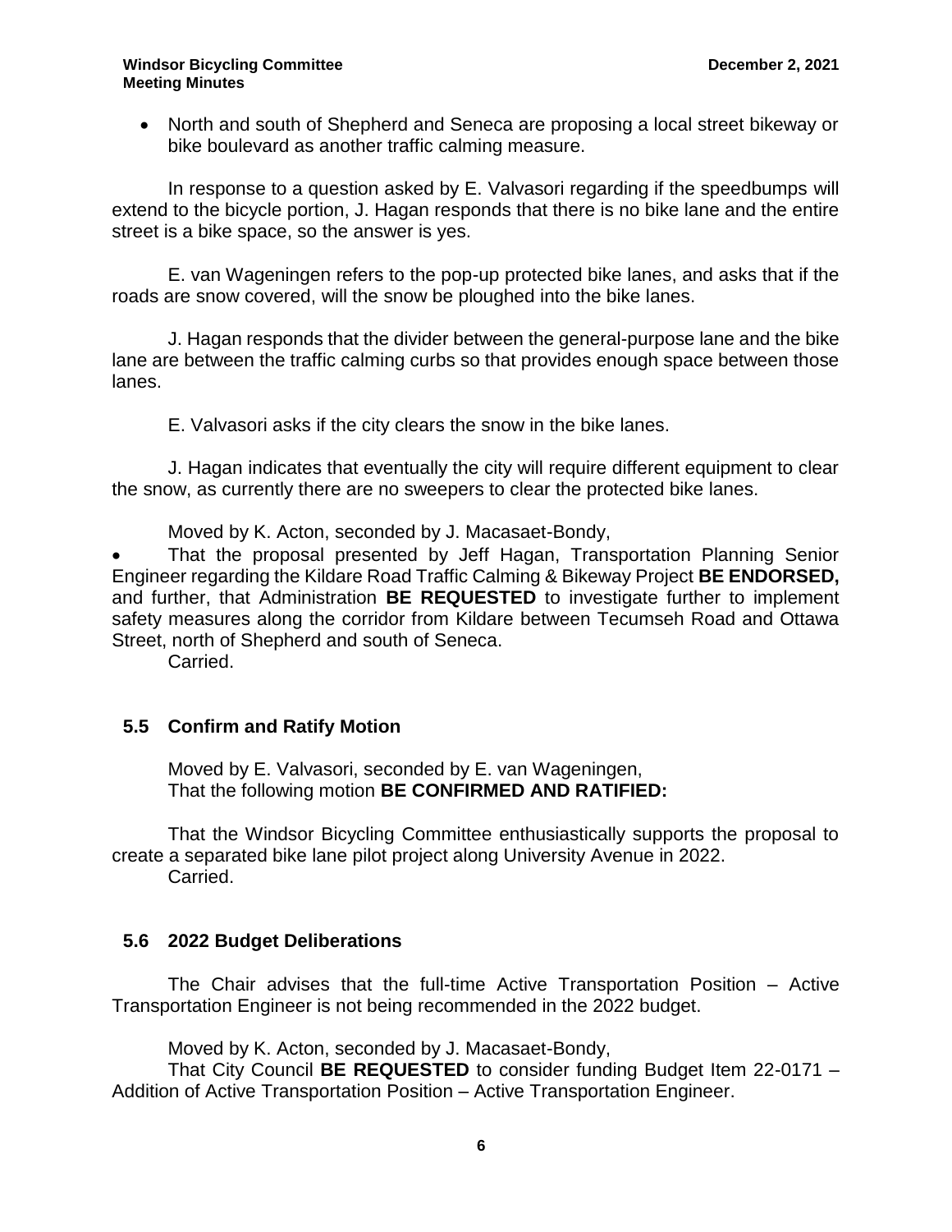- North and south of Shepherd and Seneca are proposing a local street bikeway or bike boulevard as another traffic calming measure.

In response to a question asked by E. Valvasori regarding if the speedbumps will extend to the bicycle portion, J. Hagan responds that there is no bike lane and the entire street is a bike space, so the answer is yes.

E. van Wageningen refers to the pop-up protected bike lanes, and asks that if the roads are snow covered, will the snow be ploughed into the bike lanes.

J. Hagan responds that the divider between the general-purpose lane and the bike lane are between the traffic calming curbs so that provides enough space between those lanes.

E. Valvasori asks if the city clears the snow in the bike lanes.

J. Hagan indicates that eventually the city will require different equipment to clear the snow, as currently there are no sweepers to clear the protected bike lanes.

Moved by K. Acton, seconded by J. Macasaet-Bondy,

- That the proposal presented by Jeff Hagan, Transportation Planning Senior Engineer regarding the Kildare Road Traffic Calming & Bikeway Project **BE ENDORSED,** and further, that Administration **BE REQUESTED** to investigate further to implement safety measures along the corridor from Kildare between Tecumseh Road and Ottawa Street, north of Shepherd and south of Seneca.

Carried.

### 5.5 Confirm and Ratify Motion

Moved by E. Valvasori, seconded by E. van Wageningen,
That the following motion **BE CONFIRMED AND RATIFIED:**

That the Windsor Bicycling Committee enthusiastically supports the proposal to create a separated bike lane pilot project along University Avenue in 2022.
Carried.

### 5.6 2022 Budget Deliberations

The Chair advises that the full-time Active Transportation Position – Active Transportation Engineer is not being recommended in the 2022 budget.

Moved by K. Acton, seconded by J. Macasaet-Bondy,
That City Council **BE REQUESTED** to consider funding Budget Item 22-0171 – Addition of Active Transportation Position – Active Transportation Engineer.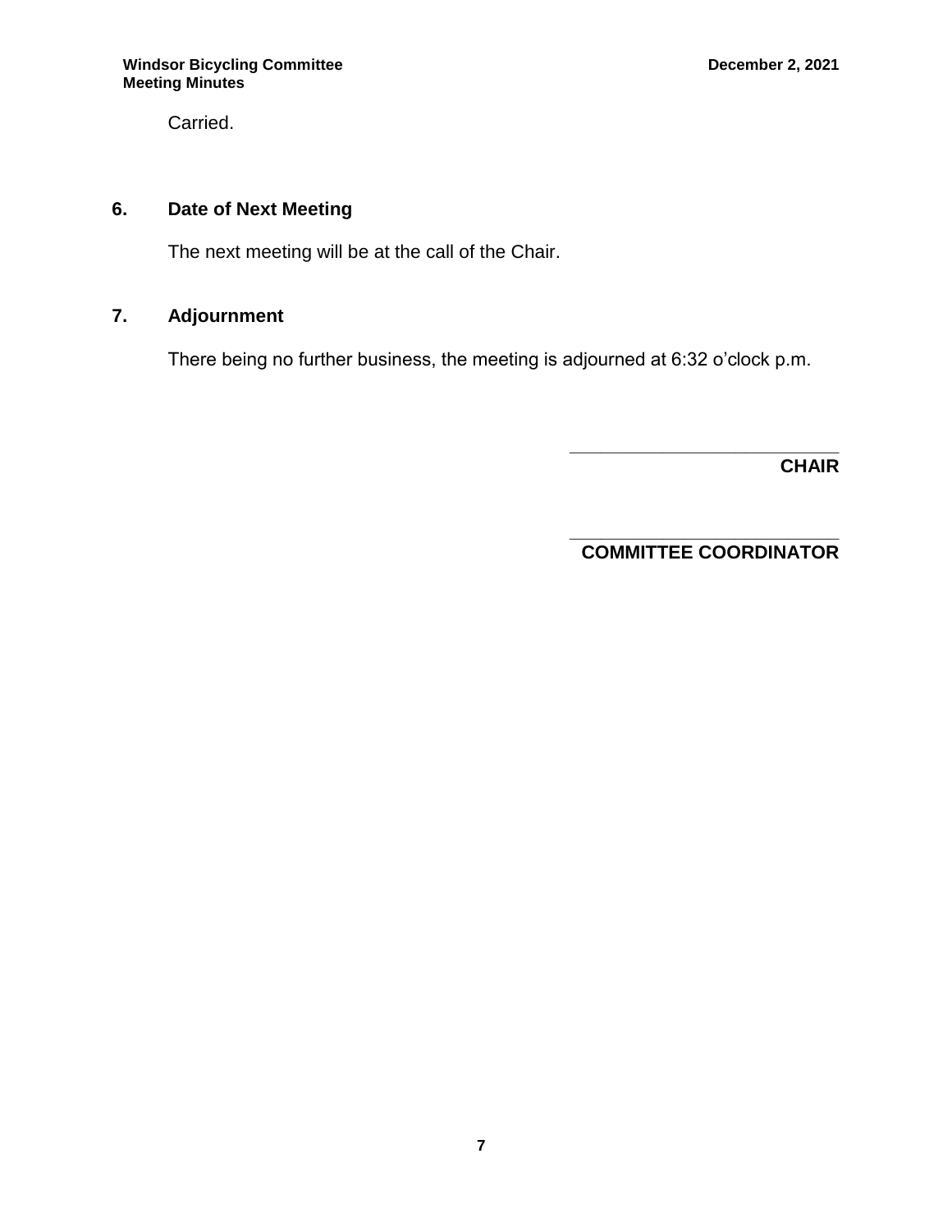Carried.

## 6. Date of Next Meeting

The next meeting will be at the call of the Chair.

## 7. Adjournment

There being no further business, the meeting is adjourned at 6:32 o'clock p.m.

\_\_\_\_\_\_\_\_\_\_\_\_\_\_\_\_\_\_\_\_\_\_\_\_\_\_\_\_\_\_

**CHAIR**

\_\_\_\_\_\_\_\_\_\_\_\_\_\_\_\_\_\_\_\_\_\_\_\_\_\_\_\_\_\_

**COMMITTEE COORDINATOR**